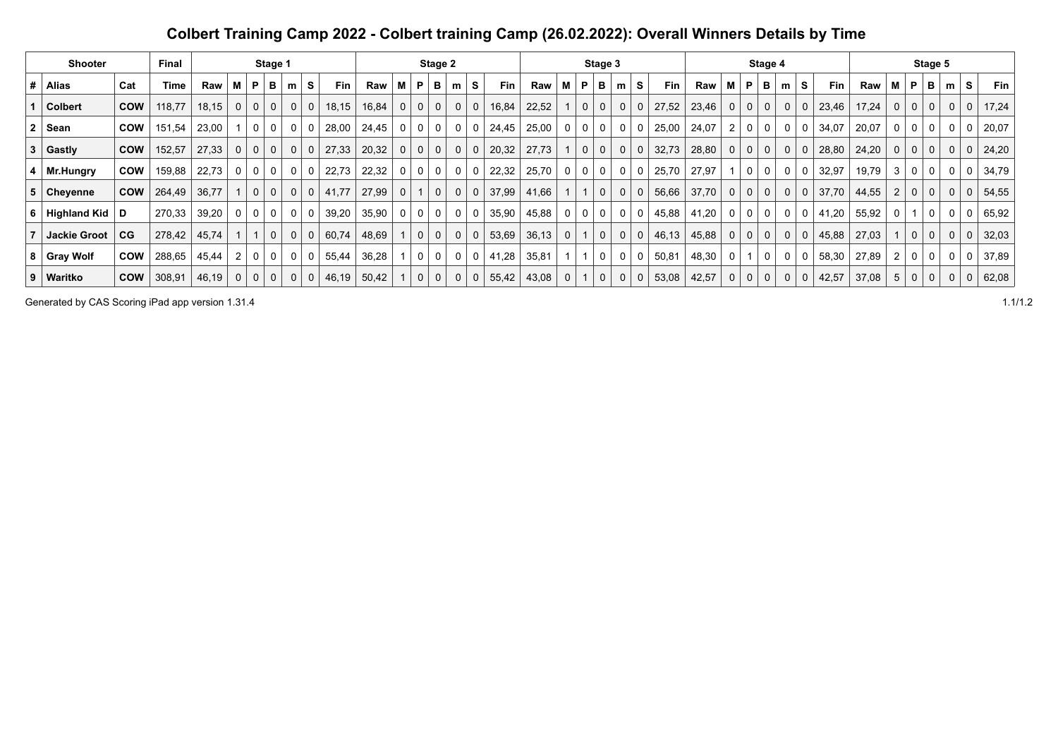# Colbert Training Camp 2022 - Colbert training Camp (26.02.2022): Overall Winners Details by Time

| Shooter | | | Final | Stage 1 | | | | | | | Stage 2 | | | | | | | Stage 3 | | | | | | | Stage 4 | | | | | | | Stage 5 | | | | | | |
|---|---|---|---|---|---|---|---|---|---|---|---|---|---|---|---|---|---|---|---|---|---|---|---|---|---|---|---|---|---|---|---|---|---|---|---|---|---|---|
| # | Alias | Cat | Time | Raw | M | P | B | m | S | Fin | Raw | M | P | B | m | S | Fin | Raw | M | P | B | m | S | Fin | Raw | M | P | B | m | S | Fin | Raw | M | P | B | m | S | Fin |
| 1 | Colbert | COW | 118,77 | 18,15 | 0 | 0 | 0 | 0 | 0 | 18,15 | 16,84 | 0 | 0 | 0 | 0 | 0 | 16,84 | 22,52 | 1 | 0 | 0 | 0 | 0 | 27,52 | 23,46 | 0 | 0 | 0 | 0 | 0 | 23,46 | 17,24 | 0 | 0 | 0 | 0 | 0 | 17,24 |
| 2 | Sean | COW | 151,54 | 23,00 | 1 | 0 | 0 | 0 | 0 | 28,00 | 24,45 | 0 | 0 | 0 | 0 | 0 | 24,45 | 25,00 | 0 | 0 | 0 | 0 | 0 | 25,00 | 24,07 | 2 | 0 | 0 | 0 | 0 | 34,07 | 20,07 | 0 | 0 | 0 | 0 | 0 | 20,07 |
| 3 | Gastly | COW | 152,57 | 27,33 | 0 | 0 | 0 | 0 | 0 | 27,33 | 20,32 | 0 | 0 | 0 | 0 | 0 | 20,32 | 27,73 | 1 | 0 | 0 | 0 | 0 | 32,73 | 28,80 | 0 | 0 | 0 | 0 | 0 | 28,80 | 24,20 | 0 | 0 | 0 | 0 | 0 | 24,20 |
| 4 | Mr.Hungry | COW | 159,88 | 22,73 | 0 | 0 | 0 | 0 | 0 | 22,73 | 22,32 | 0 | 0 | 0 | 0 | 0 | 22,32 | 25,70 | 0 | 0 | 0 | 0 | 0 | 25,70 | 27,97 | 1 | 0 | 0 | 0 | 0 | 32,97 | 19,79 | 3 | 0 | 0 | 0 | 0 | 34,79 |
| 5 | Cheyenne | COW | 264,49 | 36,77 | 1 | 0 | 0 | 0 | 0 | 41,77 | 27,99 | 0 | 1 | 0 | 0 | 0 | 37,99 | 41,66 | 1 | 1 | 0 | 0 | 0 | 56,66 | 37,70 | 0 | 0 | 0 | 0 | 0 | 37,70 | 44,55 | 2 | 0 | 0 | 0 | 0 | 54,55 |
| 6 | Highland Kid | D | 270,33 | 39,20 | 0 | 0 | 0 | 0 | 0 | 39,20 | 35,90 | 0 | 0 | 0 | 0 | 0 | 35,90 | 45,88 | 0 | 0 | 0 | 0 | 0 | 45,88 | 41,20 | 0 | 0 | 0 | 0 | 0 | 41,20 | 55,92 | 0 | 1 | 0 | 0 | 0 | 65,92 |
| 7 | Jackie Groot | CG | 278,42 | 45,74 | 1 | 1 | 0 | 0 | 0 | 60,74 | 48,69 | 1 | 0 | 0 | 0 | 0 | 53,69 | 36,13 | 0 | 1 | 0 | 0 | 0 | 46,13 | 45,88 | 0 | 0 | 0 | 0 | 0 | 45,88 | 27,03 | 1 | 0 | 0 | 0 | 0 | 32,03 |
| 8 | Gray Wolf | COW | 288,65 | 45,44 | 2 | 0 | 0 | 0 | 0 | 55,44 | 36,28 | 1 | 0 | 0 | 0 | 0 | 41,28 | 35,81 | 1 | 1 | 0 | 0 | 0 | 50,81 | 48,30 | 0 | 1 | 0 | 0 | 0 | 58,30 | 27,89 | 2 | 0 | 0 | 0 | 0 | 37,89 |
| 9 | Waritko | COW | 308,91 | 46,19 | 0 | 0 | 0 | 0 | 0 | 46,19 | 50,42 | 1 | 0 | 0 | 0 | 0 | 55,42 | 43,08 | 0 | 1 | 0 | 0 | 0 | 53,08 | 42,57 | 0 | 0 | 0 | 0 | 0 | 42,57 | 37,08 | 5 | 0 | 0 | 0 | 0 | 62,08 |

Generated by CAS Scoring iPad app version 1.31.4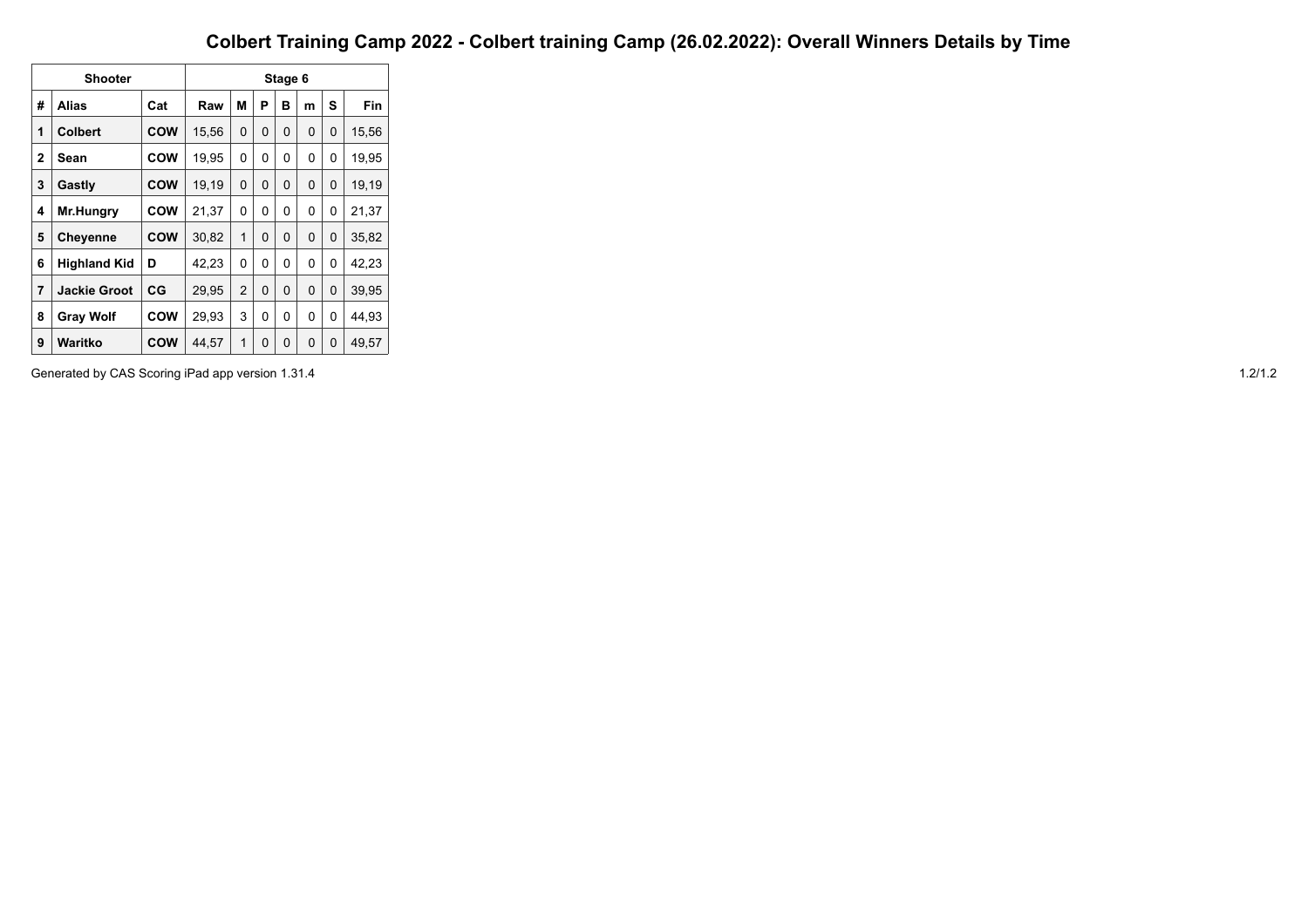# Colbert Training Camp 2022 - Colbert training Camp (26.02.2022): Overall Winners Details by Time

| Shooter | | | Stage 6 | | | | | | |
|---|---|---|---|---|---|---|---|---|---|
| # | Alias | Cat | Raw | M | P | B | m | S | Fin |
| 1 | **Colbert** | **COW** | 15,56 | 0 | 0 | 0 | 0 | 0 | 15,56 |
| 2 | **Sean** | **COW** | 19,95 | 0 | 0 | 0 | 0 | 0 | 19,95 |
| 3 | **Gastly** | **COW** | 19,19 | 0 | 0 | 0 | 0 | 0 | 19,19 |
| 4 | **Mr.Hungry** | **COW** | 21,37 | 0 | 0 | 0 | 0 | 0 | 21,37 |
| 5 | **Cheyenne** | **COW** | 30,82 | 1 | 0 | 0 | 0 | 0 | 35,82 |
| 6 | **Highland Kid** | **D** | 42,23 | 0 | 0 | 0 | 0 | 0 | 42,23 |
| 7 | **Jackie Groot** | **CG** | 29,95 | 2 | 0 | 0 | 0 | 0 | 39,95 |
| 8 | **Gray Wolf** | **COW** | 29,93 | 3 | 0 | 0 | 0 | 0 | 44,93 |
| 9 | **Waritko** | **COW** | 44,57 | 1 | 0 | 0 | 0 | 0 | 49,57 |

Generated by CAS Scoring iPad app version 1.31.4